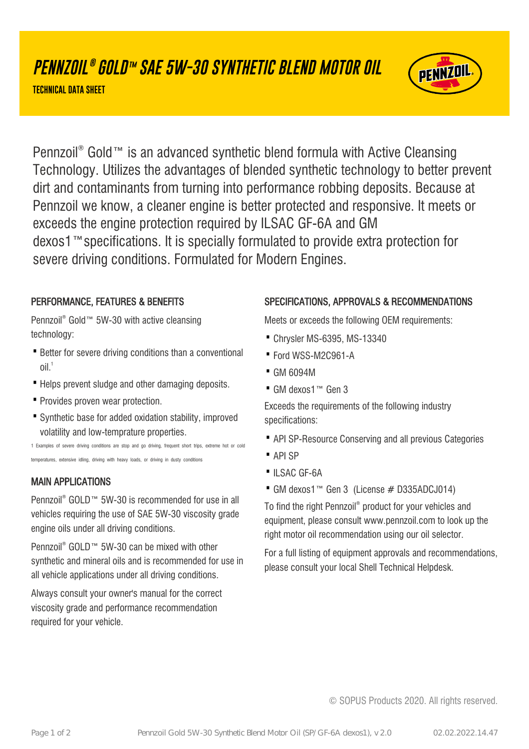# PENNZOIL® GOLD™ SAE 5W-30 SYNTHETIC BLEND MOTOR OIL

**TECHNICAL DATA SHEET**

Pennzoil® Gold™ is an advanced synthetic blend formula with Active Cleansing Technology. Utilizes the advantages of blended synthetic technology to better prevent dirt and contaminants from turning into performance robbing deposits. Because at Pennzoil we know, a cleaner engine is better protected and responsive. It meets or exceeds the engine protection required by ILSAC GF-6A and GM dexos1™specifications. It is specially formulated to provide extra protection for severe driving conditions. Formulated for Modern Engines.

## PERFORMANCE, FEATURES & BENEFITS

Pennzoil® Gold™ 5W-30 with active cleansing technology:

- Better for severe driving conditions than a conventional oil.[1]
- Helps prevent sludge and other damaging deposits.
- Provides proven wear protection.
- Synthetic base for added oxidation stability, improved volatility and low-temprature properties.

1 Examples of severe driving conditions are stop and go driving, frequent short trips, extreme hot or cold temperatures, extensive idling, driving with heavy loads, or driving in dusty conditions

## MAIN APPLICATIONS

Pennzoil® GOLD™ 5W-30 is recommended for use in all vehicles requiring the use of SAE 5W-30 viscosity grade engine oils under all driving conditions.

Pennzoil® GOLD™ 5W-30 can be mixed with other synthetic and mineral oils and is recommended for use in all vehicle applications under all driving conditions.

Always consult your owner's manual for the correct viscosity grade and performance recommendation required for your vehicle.

## SPECIFICATIONS, APPROVALS & RECOMMENDATIONS

Meets or exceeds the following OEM requirements:

- Chrysler MS-6395, MS-13340
- Ford WSS-M2C961-A
- GM 6094M
- GM dexos1™ Gen 3

Exceeds the requirements of the following industry specifications:

- API SP-Resource Conserving and all previous Categories
- API SP
- ILSAC GF-6A
- GM dexos1™ Gen 3 (License # D335ADCJ014)

To find the right Pennzoil® product for your vehicles and equipment, please consult www.pennzoil.com to look up the right motor oil recommendation using our oil selector.

For a full listing of equipment approvals and recommendations, please consult your local Shell Technical Helpdesk.

© SOPUS Products 2020. All rights reserved.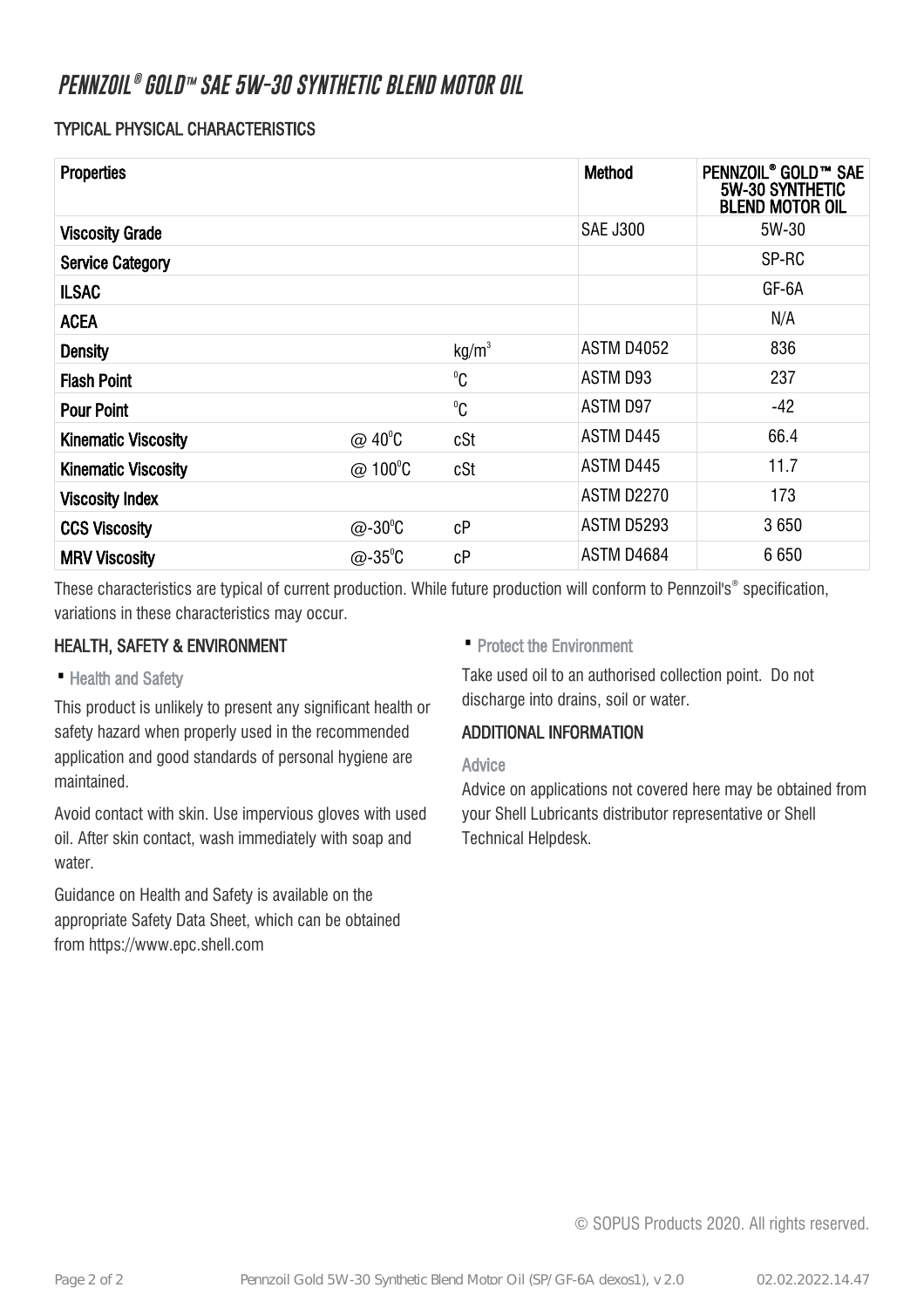# PENNZOIL® GOLD™ SAE 5W-30 SYNTHETIC BLEND MOTOR OIL

## TYPICAL PHYSICAL CHARACTERISTICS

| Properties | | | Method | PENNZOIL® GOLD™ SAE 5W-30 SYNTHETIC BLEND MOTOR OIL |
|---|---|---|---|---|
| Viscosity Grade | | | SAE J300 | 5W-30 |
| Service Category | | | | SP-RC |
| ILSAC | | | | GF-6A |
| ACEA | | | | N/A |
| Density | | $kg/m^3$ | ASTM D4052 | 836 |
| Flash Point | | $^0C$ | ASTM D93 | 237 |
| Pour Point | | $^0C$ | ASTM D97 | -42 |
| Kinematic Viscosity | @ $40^0C$ | cSt | ASTM D445 | 66.4 |
| Kinematic Viscosity | @ $100^0C$ | cSt | ASTM D445 | 11.7 |
| Viscosity Index | | | ASTM D2270 | 173 |
| CCS Viscosity | @-$30^0C$ | cP | ASTM D5293 | 3 650 |
| MRV Viscosity | @-$35^0C$ | cP | ASTM D4684 | 6 650 |

These characteristics are typical of current production. While future production will conform to Pennzoil's® specification, variations in these characteristics may occur.

## HEALTH, SAFETY & ENVIRONMENT

- Health and Safety

This product is unlikely to present any significant health or safety hazard when properly used in the recommended application and good standards of personal hygiene are maintained.

Avoid contact with skin. Use impervious gloves with used oil. After skin contact, wash immediately with soap and water.

Guidance on Health and Safety is available on the appropriate Safety Data Sheet, which can be obtained from https://www.epc.shell.com

- Protect the Environment

Take used oil to an authorised collection point. Do not discharge into drains, soil or water.

## ADDITIONAL INFORMATION

### Advice

Advice on applications not covered here may be obtained from your Shell Lubricants distributor representative or Shell Technical Helpdesk.

© SOPUS Products 2020. All rights reserved.